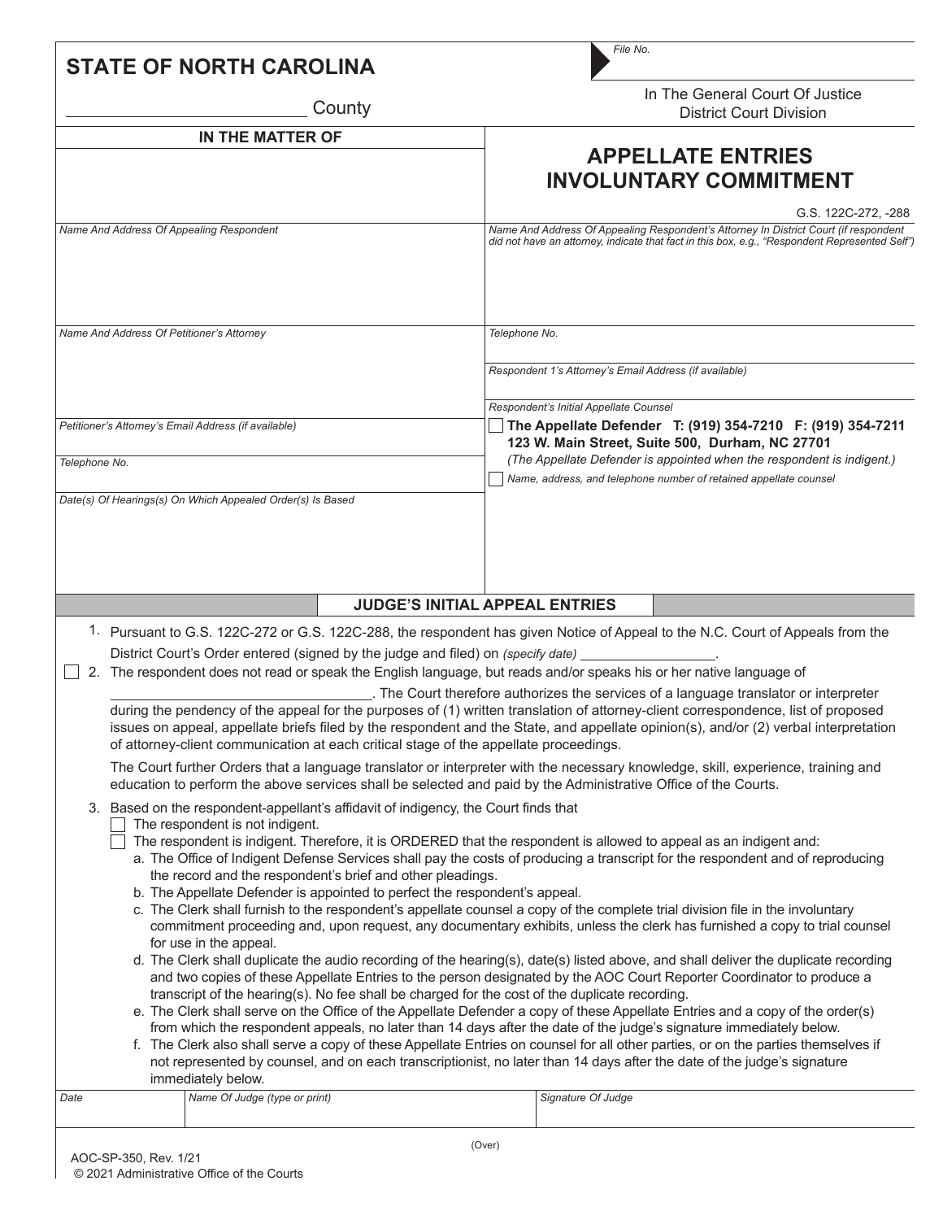# STATE OF NORTH CAROLINA

_________________________ County

*File No.*

In The General Court Of Justice
District Court Division

**IN THE MATTER OF**

## APPELLATE ENTRIES
## INVOLUNTARY COMMITMENT

G.S. 122C-272, -288

*Name And Address Of Appealing Respondent*

*Name And Address Of Appealing Respondent's Attorney In District Court (if respondent did not have an attorney, indicate that fact in this box, e.g., "Respondent Represented Self")*

*Name And Address Of Petitioner's Attorney*

*Telephone No.*

*Respondent 1's Attorney's Email Address (if available)*

*Petitioner's Attorney's Email Address (if available)*

*Telephone No.*

*Respondent's Initial Appellate Counsel*

☐ **The Appellate Defender T: (919) 354-7210 F: (919) 354-7211**
**123 W. Main Street, Suite 500, Durham, NC 27701**
*(The Appellate Defender is appointed when the respondent is indigent.)*

☐ *Name, address, and telephone number of retained appellate counsel*

*Date(s) Of Hearings(s) On Which Appealed Order(s) Is Based*

### JUDGE'S INITIAL APPEAL ENTRIES

1. Pursuant to G.S. 122C-272 or G.S. 122C-288, the respondent has given Notice of Appeal to the N.C. Court of Appeals from the District Court's Order entered (signed by the judge and filed) on *(specify date)* _________________.

☐ 2. The respondent does not read or speak the English language, but reads and/or speaks his or her native language of _________________________________. The Court therefore authorizes the services of a language translator or interpreter during the pendency of the appeal for the purposes of (1) written translation of attorney-client correspondence, list of proposed issues on appeal, appellate briefs filed by the respondent and the State, and appellate opinion(s), and/or (2) verbal interpretation of attorney-client communication at each critical stage of the appellate proceedings.

The Court further Orders that a language translator or interpreter with the necessary knowledge, skill, experience, training and education to perform the above services shall be selected and paid by the Administrative Office of the Courts.

3. Based on the respondent-appellant's affidavit of indigency, the Court finds that
   - ☐ The respondent is not indigent.
   - ☐ The respondent is indigent. Therefore, it is ORDERED that the respondent is allowed to appeal as an indigent and:
     a. The Office of Indigent Defense Services shall pay the costs of producing a transcript for the respondent and of reproducing the record and the respondent's brief and other pleadings.
     b. The Appellate Defender is appointed to perfect the respondent's appeal.
     c. The Clerk shall furnish to the respondent's appellate counsel a copy of the complete trial division file in the involuntary commitment proceeding and, upon request, any documentary exhibits, unless the clerk has furnished a copy to trial counsel for use in the appeal.
     d. The Clerk shall duplicate the audio recording of the hearing(s), date(s) listed above, and shall deliver the duplicate recording and two copies of these Appellate Entries to the person designated by the AOC Court Reporter Coordinator to produce a transcript of the hearing(s). No fee shall be charged for the cost of the duplicate recording.
     e. The Clerk shall serve on the Office of the Appellate Defender a copy of these Appellate Entries and a copy of the order(s) from which the respondent appeals, no later than 14 days after the date of the judge's signature immediately below.
     f. The Clerk also shall serve a copy of these Appellate Entries on counsel for all other parties, or on the parties themselves if not represented by counsel, and on each transcriptionist, no later than 14 days after the date of the judge's signature immediately below.

| *Date* | *Name Of Judge (type or print)* | *Signature Of Judge* |
|---|---|---|
| | | |

(Over)

AOC-SP-350, Rev. 1/21
© 2021 Administrative Office of the Courts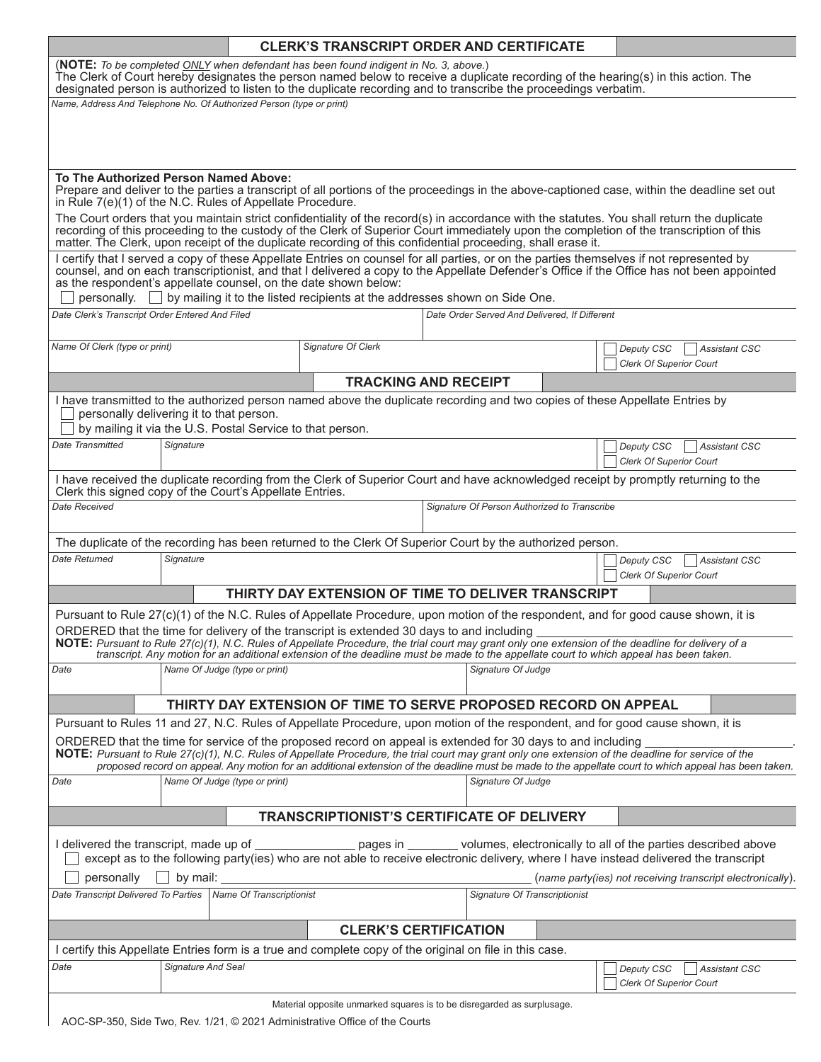## CLERK'S TRANSCRIPT ORDER AND CERTIFICATE

(**NOTE:** *To be completed ONLY when defendant has been found indigent in No. 3, above.*)
The Clerk of Court hereby designates the person named below to receive a duplicate recording of the hearing(s) in this action. The designated person is authorized to listen to the duplicate recording and to transcribe the proceedings verbatim.

*Name, Address And Telephone No. Of Authorized Person (type or print)*

**To The Authorized Person Named Above:**
Prepare and deliver to the parties a transcript of all portions of the proceedings in the above-captioned case, within the deadline set out in Rule 7(e)(1) of the N.C. Rules of Appellate Procedure.

The Court orders that you maintain strict confidentiality of the record(s) in accordance with the statutes. You shall return the duplicate recording of this proceeding to the custody of the Clerk of Superior Court immediately upon the completion of the transcription of this matter. The Clerk, upon receipt of the duplicate recording of this confidential proceeding, shall erase it.

I certify that I served a copy of these Appellate Entries on counsel for all parties, or on the parties themselves if not represented by counsel, and on each transcriptionist, and that I delivered a copy to the Appellate Defender's Office if the Office has not been appointed as the respondent's appellate counsel, on the date shown below:

☐ personally. ☐ by mailing it to the listed recipients at the addresses shown on Side One.

| *Date Clerk's Transcript Order Entered And Filed* | *Date Order Served And Delivered, If Different* | |
|---|---|---|
| *Name Of Clerk (type or print)* | *Signature Of Clerk* | ☐ Deputy CSC ☐ Assistant CSC ☐ Clerk Of Superior Court |

## TRACKING AND RECEIPT

I have transmitted to the authorized person named above the duplicate recording and two copies of these Appellate Entries by
☐ personally delivering it to that person.
☐ by mailing it via the U.S. Postal Service to that person.

| *Date Transmitted* | *Signature* | ☐ Deputy CSC ☐ Assistant CSC ☐ Clerk Of Superior Court |
|---|---|---|

I have received the duplicate recording from the Clerk of Superior Court and have acknowledged receipt by promptly returning to the Clerk this signed copy of the Court's Appellate Entries.

| *Date Received* | *Signature Of Person Authorized to Transcribe* |
|---|---|

The duplicate of the recording has been returned to the Clerk Of Superior Court by the authorized person.

| *Date Returned* | *Signature* | ☐ Deputy CSC ☐ Assistant CSC ☐ Clerk Of Superior Court |
|---|---|---|

## THIRTY DAY EXTENSION OF TIME TO DELIVER TRANSCRIPT

Pursuant to Rule 27(c)(1) of the N.C. Rules of Appellate Procedure, upon motion of the respondent, and for good cause shown, it is ORDERED that the time for delivery of the transcript is extended 30 days to and including ______________________
**NOTE:** *Pursuant to Rule 27(c)(1), N.C. Rules of Appellate Procedure, the trial court may grant only one extension of the deadline for delivery of a transcript. Any motion for an additional extension of the deadline must be made to the appellate court to which appeal has been taken.*

| *Date* | *Name Of Judge (type or print)* | *Signature Of Judge* |
|---|---|---|

## THIRTY DAY EXTENSION OF TIME TO SERVE PROPOSED RECORD ON APPEAL

Pursuant to Rules 11 and 27, N.C. Rules of Appellate Procedure, upon motion of the respondent, and for good cause shown, it is ORDERED that the time for service of the proposed record on appeal is extended for 30 days to and including ________________.
**NOTE:** *Pursuant to Rule 27(c)(1), N.C. Rules of Appellate Procedure, the trial court may grant only one extension of the deadline for service of the proposed record on appeal. Any motion for an additional extension of the deadline must be made to the appellate court to which appeal has been taken.*

| *Date* | *Name Of Judge (type or print)* | *Signature Of Judge* |
|---|---|---|

## TRANSCRIPTIONIST'S CERTIFICATE OF DELIVERY

I delivered the transcript, made up of ______________ pages in _______ volumes, electronically to all of the parties described above
☐ except as to the following party(ies) who are not able to receive electronic delivery, where I have instead delivered the transcript
☐ personally ☐ by mail: ________________________________________ (*name party(ies) not receiving transcript electronically*).

| *Date Transcript Delivered To Parties* | *Name Of Transcriptionist* | *Signature Of Transcriptionist* |
|---|---|---|

## CLERK'S CERTIFICATION

I certify this Appellate Entries form is a true and complete copy of the original on file in this case.

| *Date* | *Signature And Seal* | ☐ Deputy CSC ☐ Assistant CSC ☐ Clerk Of Superior Court |
|---|---|---|

Material opposite unmarked squares is to be disregarded as surplusage.

AOC-SP-350, Side Two, Rev. 1/21, © 2021 Administrative Office of the Courts